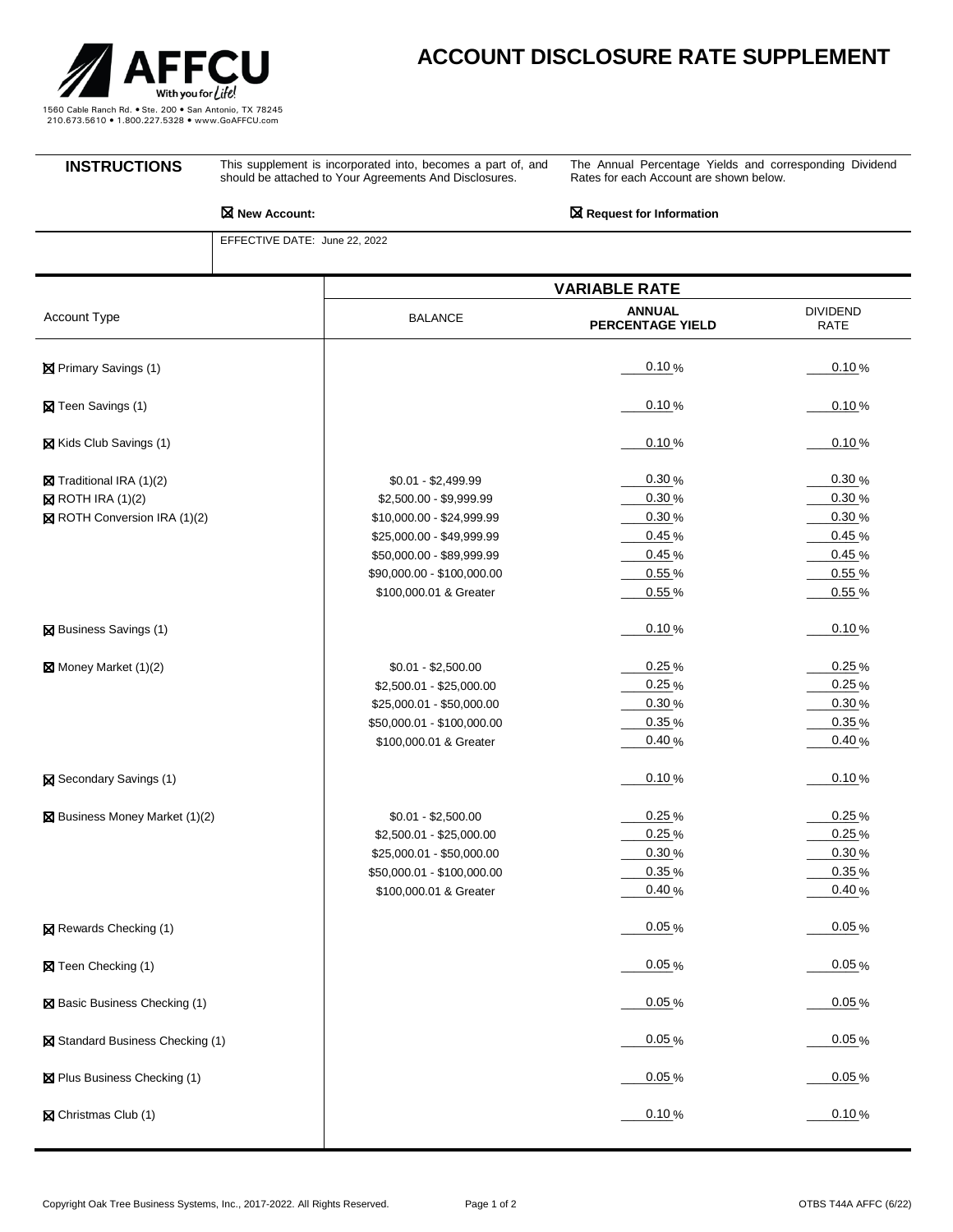# ACCOUNT DISCLOSURE RATE SUPPLEMENT

AFFCU
With you for Life!

1560 Cable Ranch Rd. • Ste. 200 • San Antonio, TX 78245
210.673.5610 • 1.800.227.5328 • www.GoAFFCU.com

**INSTRUCTIONS**

This supplement is incorporated into, becomes a part of, and should be attached to Your Agreements And Disclosures.

The Annual Percentage Yields and corresponding Dividend Rates for each Account are shown below.

☒ **New Account:** ☒ **Request for Information**

EFFECTIVE DATE: June 22, 2022

| Account Type | VARIABLE RATE | | |
|---|---|---|---|
| | BALANCE | ANNUAL PERCENTAGE YIELD | DIVIDEND RATE |
| ☒ Primary Savings (1) | | 0.10 % | 0.10 % |
| ☒ Teen Savings (1) | | 0.10 % | 0.10 % |
| ☒ Kids Club Savings (1) | | 0.10 % | 0.10 % |
| ☒ Traditional IRA (1)(2) | $0.01 - $2,499.99 | 0.30 % | 0.30 % |
| ☒ ROTH IRA (1)(2) | $2,500.00 - $9,999.99 | 0.30 % | 0.30 % |
| ☒ ROTH Conversion IRA (1)(2) | $10,000.00 - $24,999.99 | 0.30 % | 0.30 % |
| | $25,000.00 - $49,999.99 | 0.45 % | 0.45 % |
| | $50,000.00 - $89,999.99 | 0.45 % | 0.45 % |
| | $90,000.00 - $100,000.00 | 0.55 % | 0.55 % |
| | $100,000.01 & Greater | 0.55 % | 0.55 % |
| ☒ Business Savings (1) | | 0.10 % | 0.10 % |
| ☒ Money Market (1)(2) | $0.01 - $2,500.00 | 0.25 % | 0.25 % |
| | $2,500.01 - $25,000.00 | 0.25 % | 0.25 % |
| | $25,000.01 - $50,000.00 | 0.30 % | 0.30 % |
| | $50,000.01 - $100,000.00 | 0.35 % | 0.35 % |
| | $100,000.01 & Greater | 0.40 % | 0.40 % |
| ☒ Secondary Savings (1) | | 0.10 % | 0.10 % |
| ☒ Business Money Market (1)(2) | $0.01 - $2,500.00 | 0.25 % | 0.25 % |
| | $2,500.01 - $25,000.00 | 0.25 % | 0.25 % |
| | $25,000.01 - $50,000.00 | 0.30 % | 0.30 % |
| | $50,000.01 - $100,000.00 | 0.35 % | 0.35 % |
| | $100,000.01 & Greater | 0.40 % | 0.40 % |
| ☒ Rewards Checking (1) | | 0.05 % | 0.05 % |
| ☒ Teen Checking (1) | | 0.05 % | 0.05 % |
| ☒ Basic Business Checking (1) | | 0.05 % | 0.05 % |
| ☒ Standard Business Checking (1) | | 0.05 % | 0.05 % |
| ☒ Plus Business Checking (1) | | 0.05 % | 0.05 % |
| ☒ Christmas Club (1) | | 0.10 % | 0.10 % |

Copyright Oak Tree Business Systems, Inc., 2017-2022. All Rights Reserved. OTBS T44A AFFC (6/22)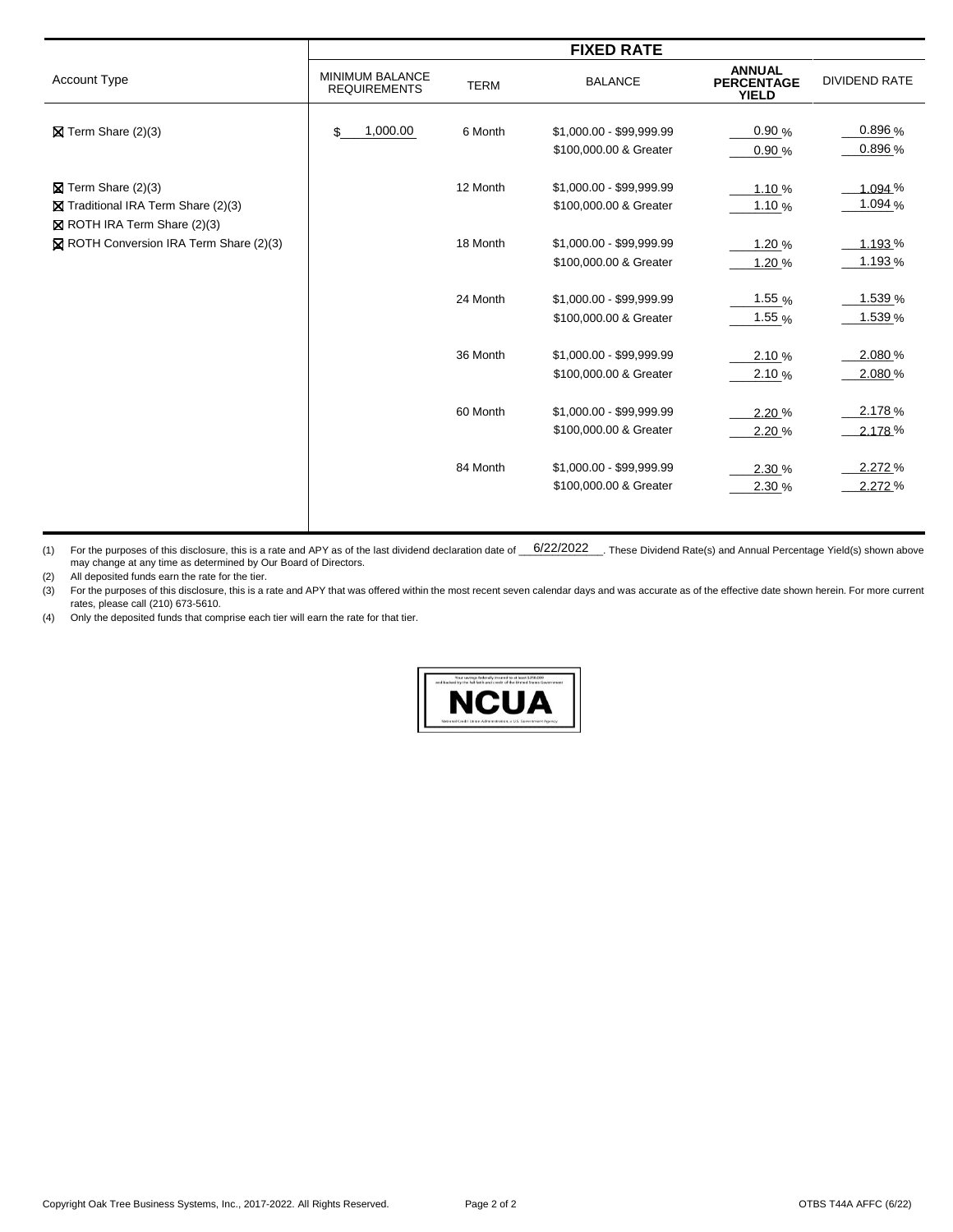| Account Type | FIXED RATE | | | | |
|---|---|---|---|---|---|
| | MINIMUM BALANCE REQUIREMENTS | TERM | BALANCE | ANNUAL PERCENTAGE YIELD | DIVIDEND RATE |
| ☒ Term Share (2)(3) | $ 1,000.00 | 6 Month | $1,000.00 - $99,999.99 | 0.90 % | 0.896 % |
| | | | $100,000.00 & Greater | 0.90 % | 0.896 % |
| ☒ Term Share (2)(3) | | 12 Month | $1,000.00 - $99,999.99 | 1.10 % | 1.094 % |
| ☒ Traditional IRA Term Share (2)(3) | | | $100,000.00 & Greater | 1.10 % | 1.094 % |
| ☒ ROTH IRA Term Share (2)(3) | | | | | |
| ☒ ROTH Conversion IRA Term Share (2)(3) | | 18 Month | $1,000.00 - $99,999.99 | 1.20 % | 1.193 % |
| | | | $100,000.00 & Greater | 1.20 % | 1.193 % |
| | | 24 Month | $1,000.00 - $99,999.99 | 1.55 % | 1.539 % |
| | | | $100,000.00 & Greater | 1.55 % | 1.539 % |
| | | 36 Month | $1,000.00 - $99,999.99 | 2.10 % | 2.080 % |
| | | | $100,000.00 & Greater | 2.10 % | 2.080 % |
| | | 60 Month | $1,000.00 - $99,999.99 | 2.20 % | 2.178 % |
| | | | $100,000.00 & Greater | 2.20 % | 2.178 % |
| | | 84 Month | $1,000.00 - $99,999.99 | 2.30 % | 2.272 % |
| | | | $100,000.00 & Greater | 2.30 % | 2.272 % |

(1) For the purposes of this disclosure, this is a rate and APY as of the last dividend declaration date of 6/22/2022. These Dividend Rate(s) and Annual Percentage Yield(s) shown above may change at any time as determined by Our Board of Directors.

(2) All deposited funds earn the rate for the tier.

(3) For the purposes of this disclosure, this is a rate and APY that was offered within the most recent seven calendar days and was accurate as of the effective date shown herein. For more current rates, please call (210) 673-5610.

(4) Only the deposited funds that comprise each tier will earn the rate for that tier.

Your savings federally insured to at least $250,000 and backed by the full faith and credit of the United States Government

**NCUA**

National Credit Union Administration, a U.S. Government Agency

Copyright Oak Tree Business Systems, Inc., 2017-2022. All Rights Reserved. OTBS T44A AFFC (6/22)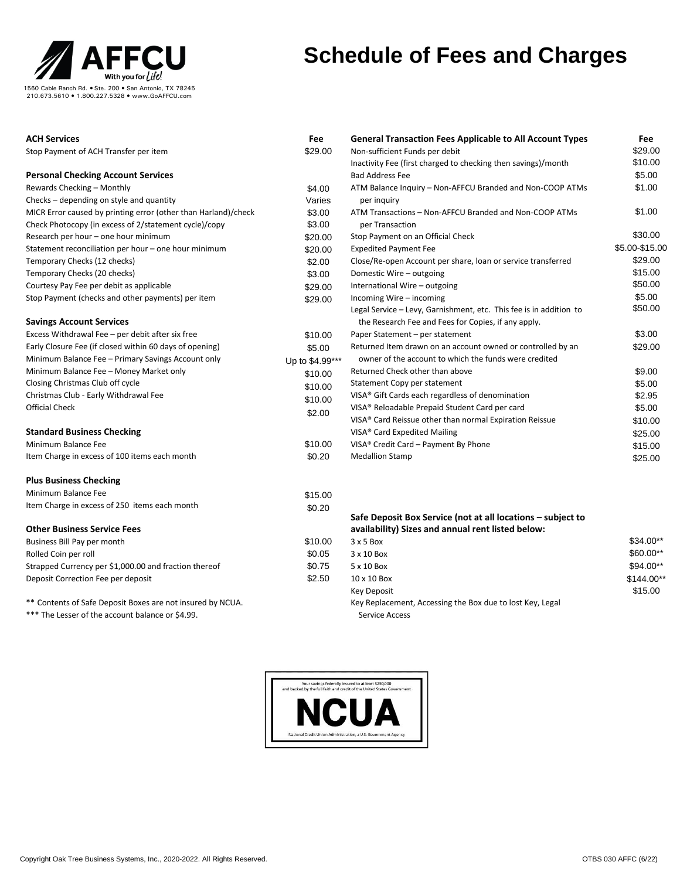# Schedule of Fees and Charges

1560 Cable Ranch Rd. • Ste. 200 • San Antonio, TX 78245
210.673.5610 • 1.800.227.5328 • www.GoAFFCU.com

| ACH Services | Fee |
|---|---|
| Stop Payment of ACH Transfer per item | $29.00 |
| **Personal Checking Account Services** | |
| Rewards Checking – Monthly | $4.00 |
| Checks – depending on style and quantity | Varies |
| MICR Error caused by printing error (other than Harland)/check | $3.00 |
| Check Photocopy (in excess of 2/statement cycle)/copy | $3.00 |
| Research per hour – one hour minimum | $20.00 |
| Statement reconciliation per hour – one hour minimum | $20.00 |
| Temporary Checks (12 checks) | $2.00 |
| Temporary Checks (20 checks) | $3.00 |
| Courtesy Pay Fee per debit as applicable | $29.00 |
| Stop Payment (checks and other payments) per item | $29.00 |
| **Savings Account Services** | |
| Excess Withdrawal Fee – per debit after six free | $10.00 |
| Early Closure Fee (if closed within 60 days of opening) | $5.00 |
| Minimum Balance Fee – Primary Savings Account only | Up to $4.99*** |
| Minimum Balance Fee – Money Market only | $10.00 |
| Closing Christmas Club off cycle | $10.00 |
| Christmas Club - Early Withdrawal Fee | $10.00 |
| Official Check | $2.00 |
| **Standard Business Checking** | |
| Minimum Balance Fee | $10.00 |
| Item Charge in excess of 100 items each month | $0.20 |
| **Plus Business Checking** | |
| Minimum Balance Fee | $15.00 |
| Item Charge in excess of 250 items each month | $0.20 |
| **Other Business Service Fees** | |
| Business Bill Pay per month | $10.00 |
| Rolled Coin per roll | $0.05 |
| Strapped Currency per $1,000.00 and fraction thereof | $0.75 |
| Deposit Correction Fee per deposit | $2.50 |

** Contents of Safe Deposit Boxes are not insured by NCUA.

*** The Lesser of the account balance or $4.99.

| General Transaction Fees Applicable to All Account Types | Fee |
|---|---|
| Non-sufficient Funds per debit | $29.00 |
| Inactivity Fee (first charged to checking then savings)/month | $10.00 |
| Bad Address Fee | $5.00 |
| ATM Balance Inquiry – Non-AFFCU Branded and Non-COOP ATMs per inquiry | $1.00 |
| ATM Transactions – Non-AFFCU Branded and Non-COOP ATMs per Transaction | $1.00 |
| Stop Payment on an Official Check | $30.00 |
| Expedited Payment Fee | $5.00-$15.00 |
| Close/Re-open Account per share, loan or service transferred | $29.00 |
| Domestic Wire – outgoing | $15.00 |
| International Wire – outgoing | $50.00 |
| Incoming Wire – incoming | $5.00 |
| Legal Service – Levy, Garnishment, etc. This fee is in addition to the Research Fee and Fees for Copies, if any apply. | $50.00 |
| Paper Statement – per statement | $3.00 |
| Returned Item drawn on an account owned or controlled by an owner of the account to which the funds were credited | $29.00 |
| Returned Check other than above | $9.00 |
| Statement Copy per statement | $5.00 |
| VISA® Gift Cards each regardless of denomination | $2.95 |
| VISA® Reloadable Prepaid Student Card per card | $5.00 |
| VISA® Card Reissue other than normal Expiration Reissue | $10.00 |
| VISA® Card Expedited Mailing | $25.00 |
| VISA® Credit Card – Payment By Phone | $15.00 |
| Medallion Stamp | $25.00 |

| Safe Deposit Box Service (not at all locations – subject to availability) Sizes and annual rent listed below: | |
|---|---|
| 3 x 5 Box | $34.00** |
| 3 x 10 Box | $60.00** |
| 5 x 10 Box | $94.00** |
| 10 x 10 Box | $144.00** |
| Key Deposit | $15.00 |
| Key Replacement, Accessing the Box due to lost Key, Legal Service Access | |

Your savings federally insured to at least $250,000 and backed by the full faith and credit of the United States Government

NCUA

National Credit Union Administration, a U.S. Government Agency

Copyright Oak Tree Business Systems, Inc., 2020-2022. All Rights Reserved.

OTBS 030 AFFC (6/22)